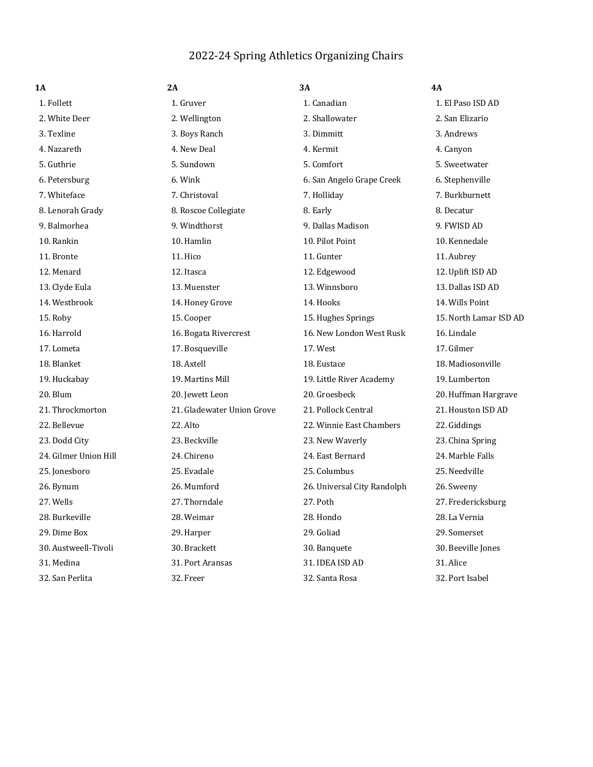# 2022-24 Spring Athletics Organizing Chairs

**1A**

1. Follett
2. White Deer
3. Texline
4. Nazareth
5. Guthrie
6. Petersburg
7. Whiteface
8. Lenorah Grady
9. Balmorhea
10. Rankin
11. Bronte
12. Menard
13. Clyde Eula
14. Westbrook
15. Roby
16. Harrold
17. Lometa
18. Blanket
19. Huckabay
20. Blum
21. Throckmorton
22. Bellevue
23. Dodd City
24. Gilmer Union Hill
25. Jonesboro
26. Bynum
27. Wells
28. Burkeville
29. Dime Box
30. Austweell-Tivoli
31. Medina
32. San Perlita

**2A**

1. Gruver
2. Wellington
3. Boys Ranch
4. New Deal
5. Sundown
6. Wink
7. Christoval
8. Roscoe Collegiate
9. Windthorst
10. Hamlin
11. Hico
12. Itasca
13. Muenster
14. Honey Grove
15. Cooper
16. Bogata Rivercrest
17. Bosqueville
18. Axtell
19. Martins Mill
20. Jewett Leon
21. Gladewater Union Grove
22. Alto
23. Beckville
24. Chireno
25. Evadale
26. Mumford
27. Thorndale
28. Weimar
29. Harper
30. Brackett
31. Port Aransas
32. Freer

**3A**

1. Canadian
2. Shallowater
3. Dimmitt
4. Kermit
5. Comfort
6. San Angelo Grape Creek
7. Holliday
8. Early
9. Dallas Madison
10. Pilot Point
11. Gunter
12. Edgewood
13. Winnsboro
14. Hooks
15. Hughes Springs
16. New London West Rusk
17. West
18. Eustace
19. Little River Academy
20. Groesbeck
21. Pollock Central
22. Winnie East Chambers
23. New Waverly
24. East Bernard
25. Columbus
26. Universal City Randolph
27. Poth
28. Hondo
29. Goliad
30. Banquete
31. IDEA ISD AD
32. Santa Rosa

**4A**

1. El Paso ISD AD
2. San Elizario
3. Andrews
4. Canyon
5. Sweetwater
6. Stephenville
7. Burkburnett
8. Decatur
9. FWISD AD
10. Kennedale
11. Aubrey
12. Uplift ISD AD
13. Dallas ISD AD
14. Wills Point
15. North Lamar ISD AD
16. Lindale
17. Gilmer
18. Madiosonville
19. Lumberton
20. Huffman Hargrave
21. Houston ISD AD
22. Giddings
23. China Spring
24. Marble Falls
25. Needville
26. Sweeny
27. Fredericksburg
28. La Vernia
29. Somerset
30. Beeville Jones
31. Alice
32. Port Isabel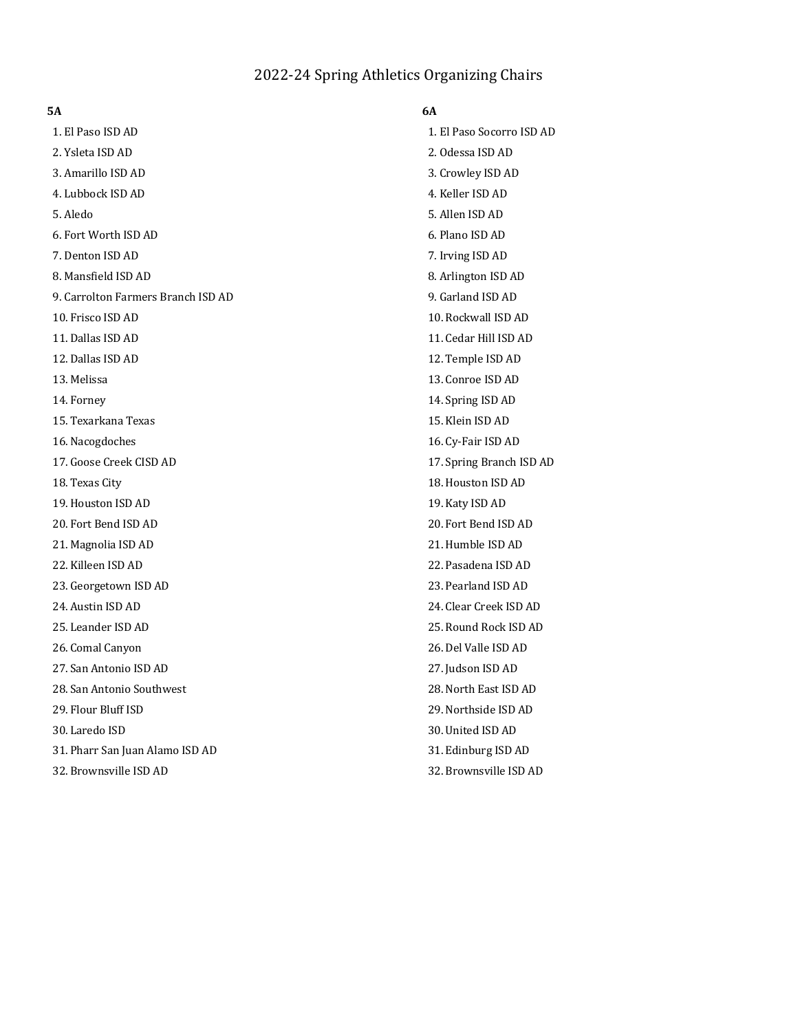# 2022-24 Spring Athletics Organizing Chairs

**5A**

1. El Paso ISD AD
2. Ysleta ISD AD
3. Amarillo ISD AD
4. Lubbock ISD AD
5. Aledo
6. Fort Worth ISD AD
7. Denton ISD AD
8. Mansfield ISD AD
9. Carrolton Farmers Branch ISD AD
10. Frisco ISD AD
11. Dallas ISD AD
12. Dallas ISD AD
13. Melissa
14. Forney
15. Texarkana Texas
16. Nacogdoches
17. Goose Creek CISD AD
18. Texas City
19. Houston ISD AD
20. Fort Bend ISD AD
21. Magnolia ISD AD
22. Killeen ISD AD
23. Georgetown ISD AD
24. Austin ISD AD
25. Leander ISD AD
26. Comal Canyon
27. San Antonio ISD AD
28. San Antonio Southwest
29. Flour Bluff ISD
30. Laredo ISD
31. Pharr San Juan Alamo ISD AD
32. Brownsville ISD AD

**6A**

1. El Paso Socorro ISD AD
2. Odessa ISD AD
3. Crowley ISD AD
4. Keller ISD AD
5. Allen ISD AD
6. Plano ISD AD
7. Irving ISD AD
8. Arlington ISD AD
9. Garland ISD AD
10. Rockwall ISD AD
11. Cedar Hill ISD AD
12. Temple ISD AD
13. Conroe ISD AD
14. Spring ISD AD
15. Klein ISD AD
16. Cy-Fair ISD AD
17. Spring Branch ISD AD
18. Houston ISD AD
19. Katy ISD AD
20. Fort Bend ISD AD
21. Humble ISD AD
22. Pasadena ISD AD
23. Pearland ISD AD
24. Clear Creek ISD AD
25. Round Rock ISD AD
26. Del Valle ISD AD
27. Judson ISD AD
28. North East ISD AD
29. Northside ISD AD
30. United ISD AD
31. Edinburg ISD AD
32. Brownsville ISD AD